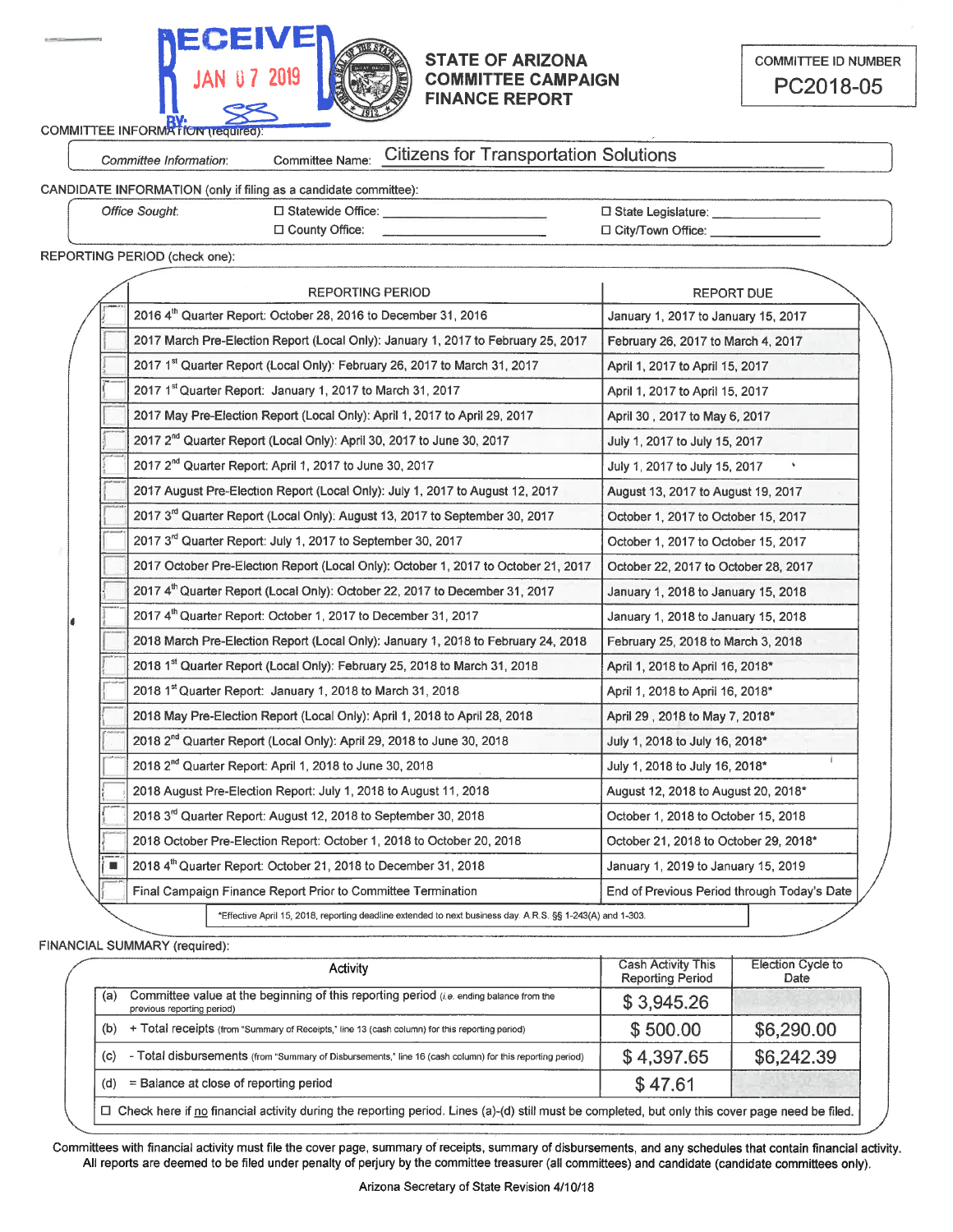RECEIVED JAN 07 2019 BY: SS

# STATE OF ARIZONA COMMITTEE CAMPAIGN FINANCE REPORT

| COMMITTEE ID NUMBER |
|---|
| PC2018-05 |

COMMITTEE INFORMATION (required):

*Committee Information:* Committee Name: Citizens for Transportation Solutions

CANDIDATE INFORMATION (only if filing as a candidate committee):

*Office Sought:* ☐ Statewide Office: ______ ☐ State Legislature: ______ ☐ County Office: ______ ☐ City/Town Office: ______

REPORTING PERIOD (check one):

| | REPORTING PERIOD | REPORT DUE |
|---|---|---|
| ☐ | 2016 4th Quarter Report: October 28, 2016 to December 31, 2016 | January 1, 2017 to January 15, 2017 |
| ☐ | 2017 March Pre-Election Report (Local Only): January 1, 2017 to February 25, 2017 | February 26, 2017 to March 4, 2017 |
| ☐ | 2017 1st Quarter Report (Local Only): February 26, 2017 to March 31, 2017 | April 1, 2017 to April 15, 2017 |
| ☐ | 2017 1st Quarter Report: January 1, 2017 to March 31, 2017 | April 1, 2017 to April 15, 2017 |
| ☐ | 2017 May Pre-Election Report (Local Only): April 1, 2017 to April 29, 2017 | April 30, 2017 to May 6, 2017 |
| ☐ | 2017 2nd Quarter Report (Local Only): April 30, 2017 to June 30, 2017 | July 1, 2017 to July 15, 2017 |
| ☐ | 2017 2nd Quarter Report: April 1, 2017 to June 30, 2017 | July 1, 2017 to July 15, 2017 |
| ☐ | 2017 August Pre-Election Report (Local Only): July 1, 2017 to August 12, 2017 | August 13, 2017 to August 19, 2017 |
| ☐ | 2017 3rd Quarter Report (Local Only): August 13, 2017 to September 30, 2017 | October 1, 2017 to October 15, 2017 |
| ☐ | 2017 3rd Quarter Report: July 1, 2017 to September 30, 2017 | October 1, 2017 to October 15, 2017 |
| ☐ | 2017 October Pre-Election Report (Local Only): October 1, 2017 to October 21, 2017 | October 22, 2017 to October 28, 2017 |
| ☐ | 2017 4th Quarter Report (Local Only): October 22, 2017 to December 31, 2017 | January 1, 2018 to January 15, 2018 |
| ☐ | 2017 4th Quarter Report: October 1, 2017 to December 31, 2017 | January 1, 2018 to January 15, 2018 |
| ☐ | 2018 March Pre-Election Report (Local Only): January 1, 2018 to February 24, 2018 | February 25, 2018 to March 3, 2018 |
| ☐ | 2018 1st Quarter Report (Local Only): February 25, 2018 to March 31, 2018 | April 1, 2018 to April 16, 2018* |
| ☐ | 2018 1st Quarter Report: January 1, 2018 to March 31, 2018 | April 1, 2018 to April 16, 2018* |
| ☐ | 2018 May Pre-Election Report (Local Only): April 1, 2018 to April 28, 2018 | April 29, 2018 to May 7, 2018* |
| ☐ | 2018 2nd Quarter Report (Local Only): April 29, 2018 to June 30, 2018 | July 1, 2018 to July 16, 2018* |
| ☐ | 2018 2nd Quarter Report: April 1, 2018 to June 30, 2018 | July 1, 2018 to July 16, 2018* |
| ☐ | 2018 August Pre-Election Report: July 1, 2018 to August 11, 2018 | August 12, 2018 to August 20, 2018* |
| ☐ | 2018 3rd Quarter Report: August 12, 2018 to September 30, 2018 | October 1, 2018 to October 15, 2018 |
| ☐ | 2018 October Pre-Election Report: October 1, 2018 to October 20, 2018 | October 21, 2018 to October 29, 2018* |
| ■ | 2018 4th Quarter Report: October 21, 2018 to December 31, 2018 | January 1, 2019 to January 15, 2019 |
| ☐ | Final Campaign Finance Report Prior to Committee Termination | End of Previous Period through Today's Date |

*Effective April 15, 2018, reporting deadline extended to next business day. A.R.S. §§ 1-243(A) and 1-303.

FINANCIAL SUMMARY (required):

| | Activity | Cash Activity This Reporting Period | Election Cycle to Date |
|---|---|---|---|
| (a) | Committee value at the beginning of this reporting period (i.e. ending balance from the previous reporting period) | $ 3,945.26 | |
| (b) | + Total receipts (from "Summary of Receipts," line 13 (cash column) for this reporting period) | $ 500.00 | $6,290.00 |
| (c) | - Total disbursements (from "Summary of Disbursements," line 16 (cash column) for this reporting period) | $ 4,397.65 | $6,242.39 |
| (d) | = Balance at close of reporting period | $ 47.61 | |

☐ Check here if no financial activity during the reporting period. Lines (a)-(d) still must be completed, but only this cover page need be filed.

Committees with financial activity must file the cover page, summary of receipts, summary of disbursements, and any schedules that contain financial activity. All reports are deemed to be filed under penalty of perjury by the committee treasurer (all committees) and candidate (candidate committees only).

Arizona Secretary of State Revision 4/10/18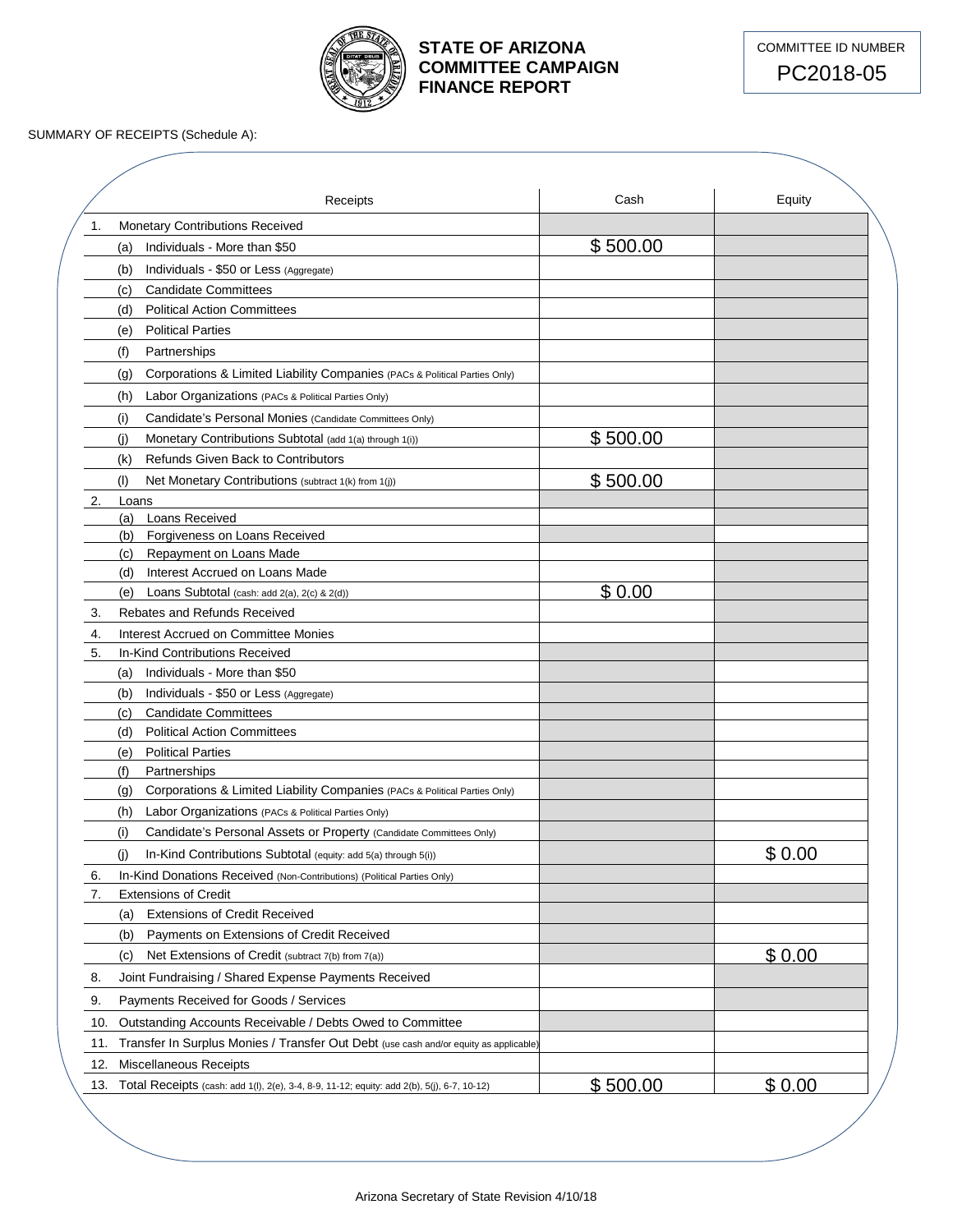# STATE OF ARIZONA COMMITTEE CAMPAIGN FINANCE REPORT

COMMITTEE ID NUMBER
PC2018-05

SUMMARY OF RECEIPTS (Schedule A):

| Receipts | Cash | Equity |
|---|---|---|
| 1. Monetary Contributions Received | | |
| (a) Individuals - More than $50 | $ 500.00 | |
| (b) Individuals - $50 or Less (Aggregate) | | |
| (c) Candidate Committees | | |
| (d) Political Action Committees | | |
| (e) Political Parties | | |
| (f) Partnerships | | |
| (g) Corporations & Limited Liability Companies (PACs & Political Parties Only) | | |
| (h) Labor Organizations (PACs & Political Parties Only) | | |
| (i) Candidate's Personal Monies (Candidate Committees Only) | | |
| (j) Monetary Contributions Subtotal (add 1(a) through 1(i)) | $ 500.00 | |
| (k) Refunds Given Back to Contributors | | |
| (l) Net Monetary Contributions (subtract 1(k) from 1(j)) | $ 500.00 | |
| 2. Loans | | |
| (a) Loans Received | | |
| (b) Forgiveness on Loans Received | | |
| (c) Repayment on Loans Made | | |
| (d) Interest Accrued on Loans Made | | |
| (e) Loans Subtotal (cash: add 2(a), 2(c) & 2(d)) | $ 0.00 | |
| 3. Rebates and Refunds Received | | |
| 4. Interest Accrued on Committee Monies | | |
| 5. In-Kind Contributions Received | | |
| (a) Individuals - More than $50 | | |
| (b) Individuals - $50 or Less (Aggregate) | | |
| (c) Candidate Committees | | |
| (d) Political Action Committees | | |
| (e) Political Parties | | |
| (f) Partnerships | | |
| (g) Corporations & Limited Liability Companies (PACs & Political Parties Only) | | |
| (h) Labor Organizations (PACs & Political Parties Only) | | |
| (i) Candidate's Personal Assets or Property (Candidate Committees Only) | | |
| (j) In-Kind Contributions Subtotal (equity: add 5(a) through 5(i)) | | $ 0.00 |
| 6. In-Kind Donations Received (Non-Contributions) (Political Parties Only) | | |
| 7. Extensions of Credit | | |
| (a) Extensions of Credit Received | | |
| (b) Payments on Extensions of Credit Received | | |
| (c) Net Extensions of Credit (subtract 7(b) from 7(a)) | | $ 0.00 |
| 8. Joint Fundraising / Shared Expense Payments Received | | |
| 9. Payments Received for Goods / Services | | |
| 10. Outstanding Accounts Receivable / Debts Owed to Committee | | |
| 11. Transfer In Surplus Monies / Transfer Out Debt (use cash and/or equity as applicable) | | |
| 12. Miscellaneous Receipts | | |
| 13. Total Receipts (cash: add 1(l), 2(e), 3-4, 8-9, 11-12; equity: add 2(b), 5(j), 6-7, 10-12) | $ 500.00 | $ 0.00 |

Arizona Secretary of State Revision 4/10/18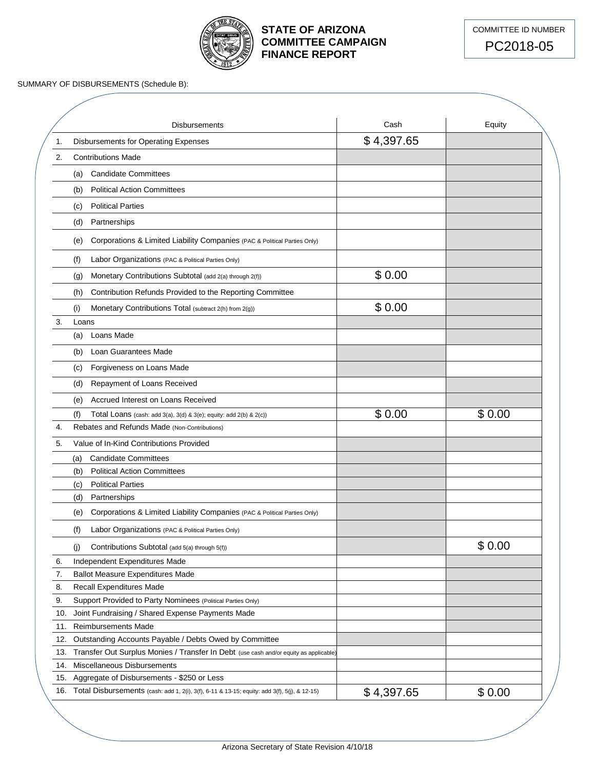# STATE OF ARIZONA COMMITTEE CAMPAIGN FINANCE REPORT

COMMITTEE ID NUMBER
PC2018-05

SUMMARY OF DISBURSEMENTS (Schedule B):

| | Disbursements | Cash | Equity |
|---|---|---|---|
| 1. | Disbursements for Operating Expenses | $ 4,397.65 | |
| 2. | Contributions Made | | |
| | (a) Candidate Committees | | |
| | (b) Political Action Committees | | |
| | (c) Political Parties | | |
| | (d) Partnerships | | |
| | (e) Corporations & Limited Liability Companies (PAC & Political Parties Only) | | |
| | (f) Labor Organizations (PAC & Political Parties Only) | | |
| | (g) Monetary Contributions Subtotal (add 2(a) through 2(f)) | $ 0.00 | |
| | (h) Contribution Refunds Provided to the Reporting Committee | | |
| | (i) Monetary Contributions Total (subtract 2(h) from 2(g)) | $ 0.00 | |
| 3. | Loans | | |
| | (a) Loans Made | | |
| | (b) Loan Guarantees Made | | |
| | (c) Forgiveness on Loans Made | | |
| | (d) Repayment of Loans Received | | |
| | (e) Accrued Interest on Loans Received | | |
| | (f) Total Loans (cash: add 3(a), 3(d) & 3(e); equity: add 2(b) & 2(c)) | $ 0.00 | $ 0.00 |
| 4. | Rebates and Refunds Made (Non-Contributions) | | |
| 5. | Value of In-Kind Contributions Provided | | |
| | (a) Candidate Committees | | |
| | (b) Political Action Committees | | |
| | (c) Political Parties | | |
| | (d) Partnerships | | |
| | (e) Corporations & Limited Liability Companies (PAC & Political Parties Only) | | |
| | (f) Labor Organizations (PAC & Political Parties Only) | | |
| | (j) Contributions Subtotal (add 5(a) through 5(f)) | | $ 0.00 |
| 6. | Independent Expenditures Made | | |
| 7. | Ballot Measure Expenditures Made | | |
| 8. | Recall Expenditures Made | | |
| 9. | Support Provided to Party Nominees (Political Parties Only) | | |
| 10. | Joint Fundraising / Shared Expense Payments Made | | |
| 11. | Reimbursements Made | | |
| 12. | Outstanding Accounts Payable / Debts Owed by Committee | | |
| 13. | Transfer Out Surplus Monies / Transfer In Debt (use cash and/or equity as applicable) | | |
| 14. | Miscellaneous Disbursements | | |
| 15. | Aggregate of Disbursements - $250 or Less | | |
| 16. | Total Disbursements (cash: add 1, 2(i), 3(f), 6-11 & 13-15; equity: add 3(f), 5(j), & 12-15) | $ 4,397.65 | $ 0.00 |

Arizona Secretary of State Revision 4/10/18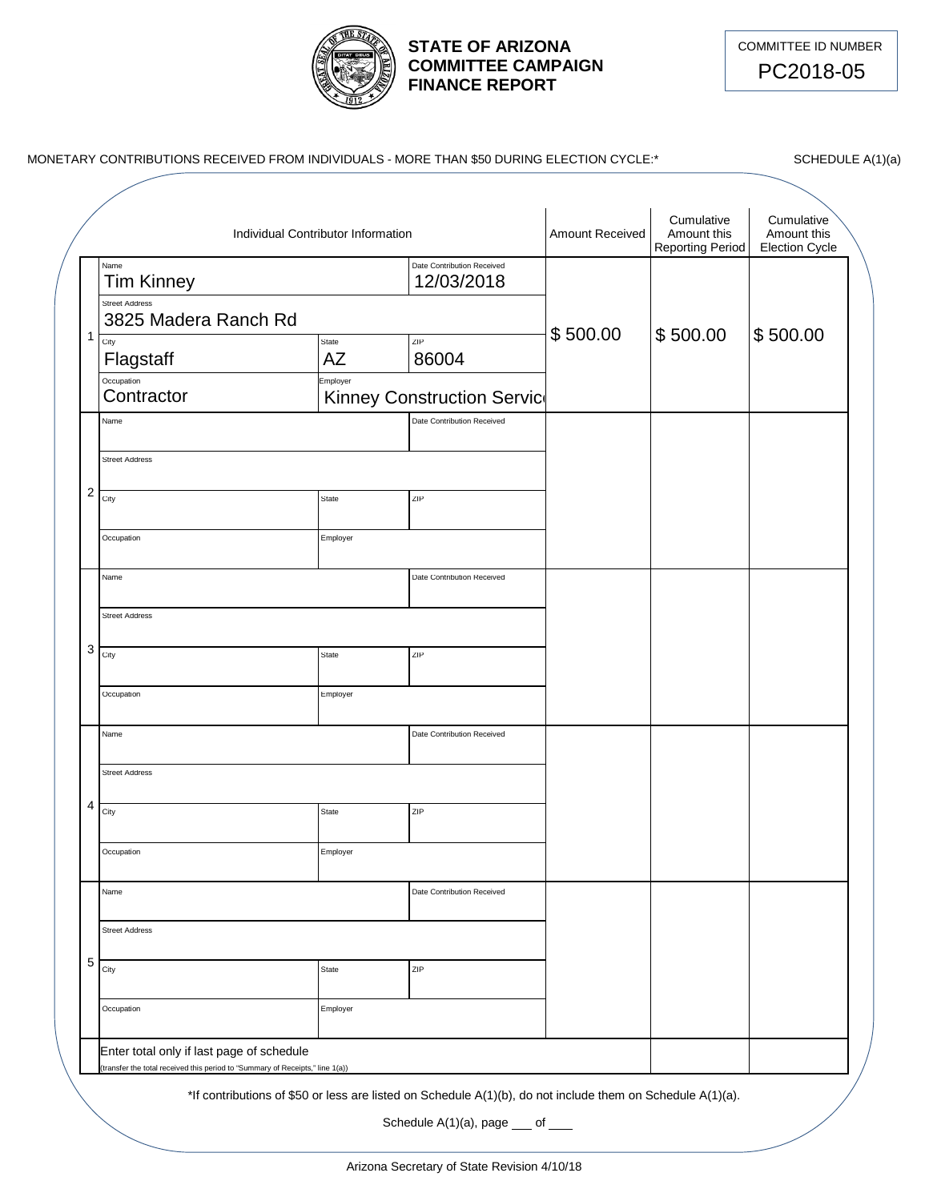# STATE OF ARIZONA COMMITTEE CAMPAIGN FINANCE REPORT

COMMITTEE ID NUMBER
PC2018-05

MONETARY CONTRIBUTIONS RECEIVED FROM INDIVIDUALS - MORE THAN $50 DURING ELECTION CYCLE:* SCHEDULE A(1)(a)

| # | Individual Contributor Information | Amount Received | Cumulative Amount this Reporting Period | Cumulative Amount this Election Cycle |
|---|---|---|---|---|
| 1 | Name: Tim Kinney<br>Date Contribution Received: 12/03/2018<br>Street Address: 3825 Madera Ranch Rd<br>City: Flagstaff State: AZ ZIP: 86004<br>Occupation: Contractor Employer: Kinney Construction Servic | $ 500.00 | $ 500.00 | $ 500.00 |
| 2 | Name:<br>Date Contribution Received:<br>Street Address:<br>City: State: ZIP:<br>Occupation: Employer: | | | |
| 3 | Name:<br>Date Contribution Received:<br>Street Address:<br>City: State: ZIP:<br>Occupation: Employer: | | | |
| 4 | Name:<br>Date Contribution Received:<br>Street Address:<br>City: State: ZIP:<br>Occupation: Employer: | | | |
| 5 | Name:<br>Date Contribution Received:<br>Street Address:<br>City: State: ZIP:<br>Occupation: Employer: | | | |
| | Enter total only if last page of schedule<br>(transfer the total received this period to "Summary of Receipts," line 1(a)) | | | |

*If contributions of $50 or less are listed on Schedule A(1)(b), do not include them on Schedule A(1)(a).

Schedule A(1)(a), page ___ of ___

Arizona Secretary of State Revision 4/10/18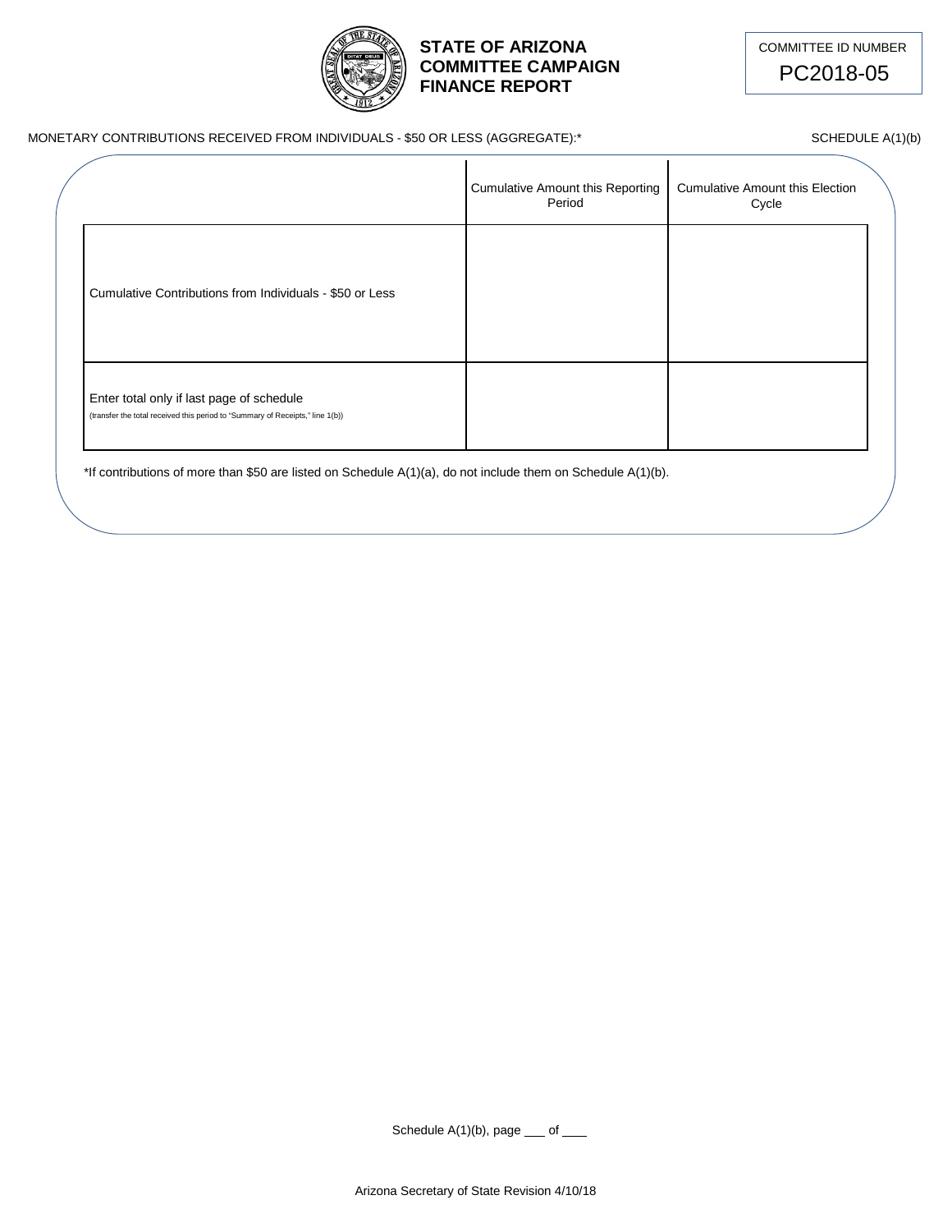# STATE OF ARIZONA COMMITTEE CAMPAIGN FINANCE REPORT

COMMITTEE ID NUMBER
PC2018-05

MONETARY CONTRIBUTIONS RECEIVED FROM INDIVIDUALS - $50 OR LESS (AGGREGATE):*

SCHEDULE A(1)(b)

| | Cumulative Amount this Reporting Period | Cumulative Amount this Election Cycle |
|---|---|---|
| Cumulative Contributions from Individuals - $50 or Less | | |
| Enter total only if last page of schedule (transfer the total received this period to "Summary of Receipts," line 1(b)) | | |

*If contributions of more than $50 are listed on Schedule A(1)(a), do not include them on Schedule A(1)(b).

Schedule A(1)(b), page ___ of ___

Arizona Secretary of State Revision 4/10/18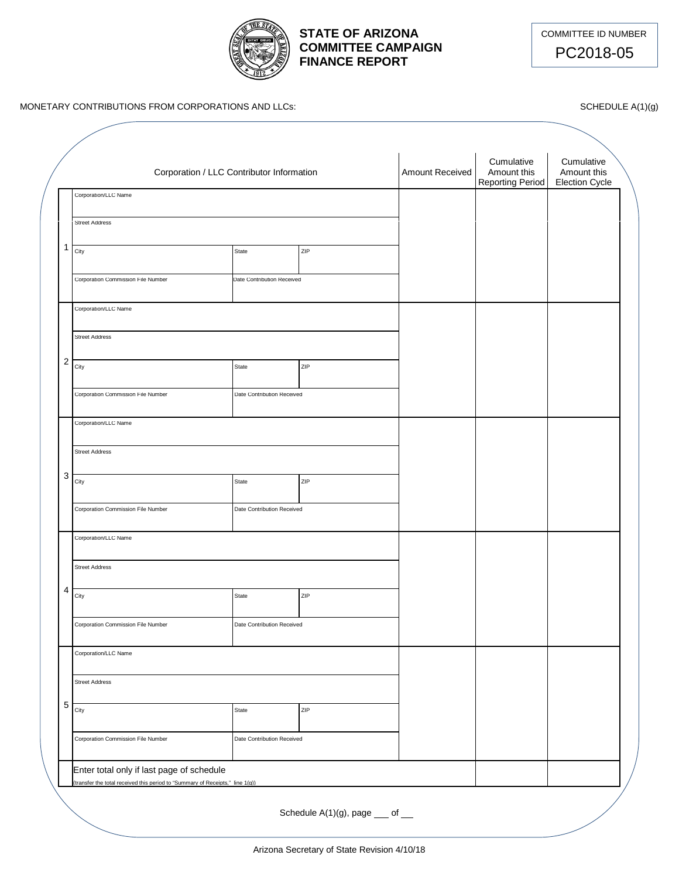# STATE OF ARIZONA COMMITTEE CAMPAIGN FINANCE REPORT

COMMITTEE ID NUMBER
PC2018-05

MONETARY CONTRIBUTIONS FROM CORPORATIONS AND LLCs: SCHEDULE A(1)(g)

| | Corporation / LLC Contributor Information | | | Amount Received | Cumulative Amount this Reporting Period | Cumulative Amount this Election Cycle |
|---|---|---|---|---|---|---|
| 1 | Corporation/LLC Name | | | | | |
| | Street Address | | | | | |
| | City | State | ZIP | | | |
| | Corporation Commission File Number | Date Contribution Received | | | | |
| 2 | Corporation/LLC Name | | | | | |
| | Street Address | | | | | |
| | City | State | ZIP | | | |
| | Corporation Commission File Number | Date Contribution Received | | | | |
| 3 | Corporation/LLC Name | | | | | |
| | Street Address | | | | | |
| | City | State | ZIP | | | |
| | Corporation Commission File Number | Date Contribution Received | | | | |
| 4 | Corporation/LLC Name | | | | | |
| | Street Address | | | | | |
| | City | State | ZIP | | | |
| | Corporation Commission File Number | Date Contribution Received | | | | |
| 5 | Corporation/LLC Name | | | | | |
| | Street Address | | | | | |
| | City | State | ZIP | | | |
| | Corporation Commission File Number | Date Contribution Received | | | | |
| | Enter total only if last page of schedule (transfer the total received this period to "Summary of Receipts," line 1(g)) | | | | | |

Schedule A(1)(g), page ___ of __

Arizona Secretary of State Revision 4/10/18